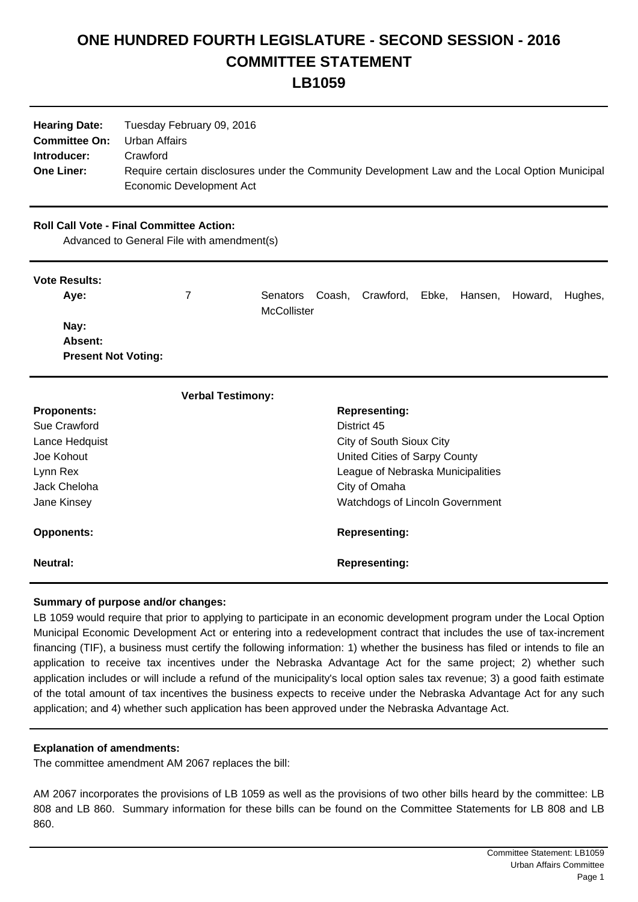# ONE HUNDRED FOURTH LEGISLATURE - SECOND SESSION - 2016
# COMMITTEE STATEMENT
# LB1059

**Hearing Date:** Tuesday February 09, 2016
**Committee On:** Urban Affairs
**Introducer:** Crawford
**One Liner:** Require certain disclosures under the Community Development Law and the Local Option Municipal Economic Development Act

**Roll Call Vote - Final Committee Action:**
Advanced to General File with amendment(s)

**Vote Results:**

| | | |
|---|---|---|
| **Aye:** | 7 | Senators Coash, Crawford, Ebke, Hansen, Howard, Hughes, McCollister |
| **Nay:** | | |
| **Absent:** | | |
| **Present Not Voting:** | | |

**Verbal Testimony:**

| **Proponents:** | **Representing:** |
|---|---|
| Sue Crawford | District 45 |
| Lance Hedquist | City of South Sioux City |
| Joe Kohout | United Cities of Sarpy County |
| Lynn Rex | League of Nebraska Municipalities |
| Jack Cheloha | City of Omaha |
| Jane Kinsey | Watchdogs of Lincoln Government |

| **Opponents:** | **Representing:** |
|---|---|

| **Neutral:** | **Representing:** |
|---|---|

**Summary of purpose and/or changes:**

LB 1059 would require that prior to applying to participate in an economic development program under the Local Option Municipal Economic Development Act or entering into a redevelopment contract that includes the use of tax-increment financing (TIF), a business must certify the following information: 1) whether the business has filed or intends to file an application to receive tax incentives under the Nebraska Advantage Act for the same project; 2) whether such application includes or will include a refund of the municipality's local option sales tax revenue; 3) a good faith estimate of the total amount of tax incentives the business expects to receive under the Nebraska Advantage Act for any such application; and 4) whether such application has been approved under the Nebraska Advantage Act.

**Explanation of amendments:**

The committee amendment AM 2067 replaces the bill:

AM 2067 incorporates the provisions of LB 1059 as well as the provisions of two other bills heard by the committee: LB 808 and LB 860. Summary information for these bills can be found on the Committee Statements for LB 808 and LB 860.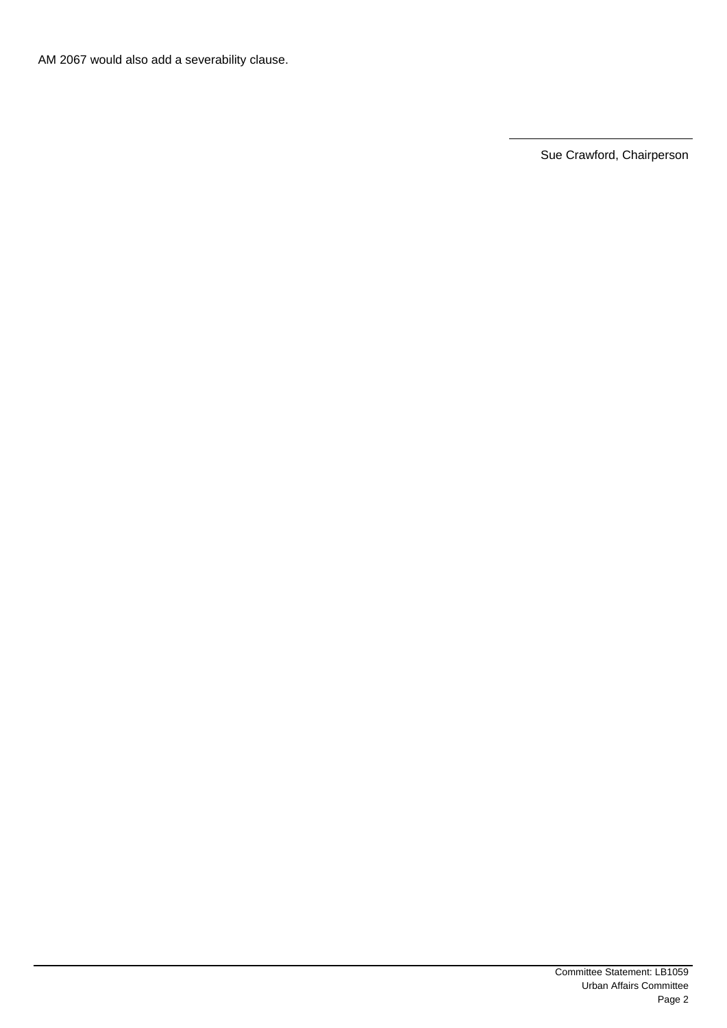AM 2067 would also add a severability clause.

Sue Crawford, Chairperson